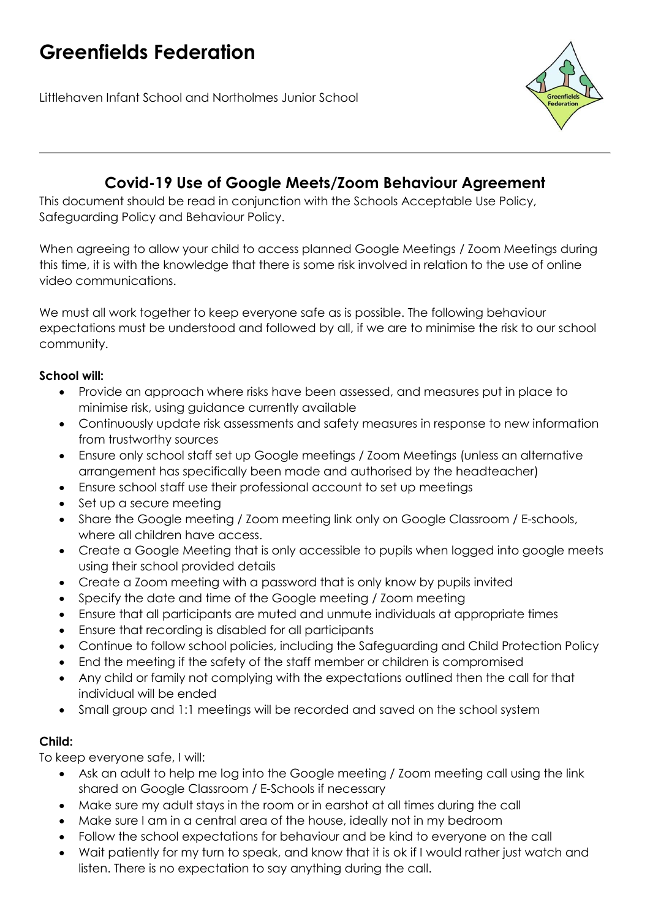# Greenfields Federation

Littlehaven Infant School and Northolmes Junior School

## Covid-19 Use of Google Meets/Zoom Behaviour Agreement

This document should be read in conjunction with the Schools Acceptable Use Policy, Safeguarding Policy and Behaviour Policy.

When agreeing to allow your child to access planned Google Meetings / Zoom Meetings during this time, it is with the knowledge that there is some risk involved in relation to the use of online video communications.

We must all work together to keep everyone safe as is possible. The following behaviour expectations must be understood and followed by all, if we are to minimise the risk to our school community.

**School will:**

- Provide an approach where risks have been assessed, and measures put in place to minimise risk, using guidance currently available
- Continuously update risk assessments and safety measures in response to new information from trustworthy sources
- Ensure only school staff set up Google meetings / Zoom Meetings (unless an alternative arrangement has specifically been made and authorised by the headteacher)
- Ensure school staff use their professional account to set up meetings
- Set up a secure meeting
- Share the Google meeting / Zoom meeting link only on Google Classroom / E-schools, where all children have access.
- Create a Google Meeting that is only accessible to pupils when logged into google meets using their school provided details
- Create a Zoom meeting with a password that is only know by pupils invited
- Specify the date and time of the Google meeting / Zoom meeting
- Ensure that all participants are muted and unmute individuals at appropriate times
- Ensure that recording is disabled for all participants
- Continue to follow school policies, including the Safeguarding and Child Protection Policy
- End the meeting if the safety of the staff member or children is compromised
- Any child or family not complying with the expectations outlined then the call for that individual will be ended
- Small group and 1:1 meetings will be recorded and saved on the school system

**Child:**

To keep everyone safe, I will:

- Ask an adult to help me log into the Google meeting / Zoom meeting call using the link shared on Google Classroom / E-Schools if necessary
- Make sure my adult stays in the room or in earshot at all times during the call
- Make sure I am in a central area of the house, ideally not in my bedroom
- Follow the school expectations for behaviour and be kind to everyone on the call
- Wait patiently for my turn to speak, and know that it is ok if I would rather just watch and listen. There is no expectation to say anything during the call.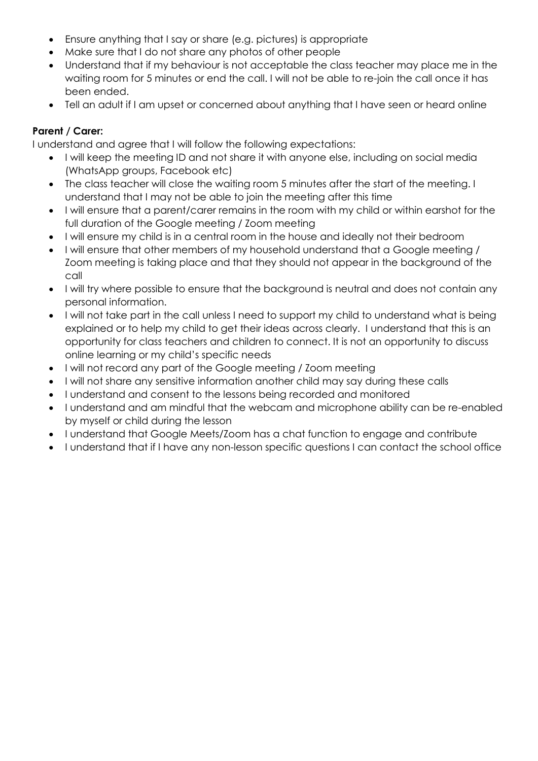- Ensure anything that I say or share (e.g. pictures) is appropriate
- Make sure that I do not share any photos of other people
- Understand that if my behaviour is not acceptable the class teacher may place me in the waiting room for 5 minutes or end the call. I will not be able to re-join the call once it has been ended.
- Tell an adult if I am upset or concerned about anything that I have seen or heard online

**Parent / Carer:**

I understand and agree that I will follow the following expectations:

- I will keep the meeting ID and not share it with anyone else, including on social media (WhatsApp groups, Facebook etc)
- The class teacher will close the waiting room 5 minutes after the start of the meeting. I understand that I may not be able to join the meeting after this time
- I will ensure that a parent/carer remains in the room with my child or within earshot for the full duration of the Google meeting / Zoom meeting
- I will ensure my child is in a central room in the house and ideally not their bedroom
- I will ensure that other members of my household understand that a Google meeting / Zoom meeting is taking place and that they should not appear in the background of the call
- I will try where possible to ensure that the background is neutral and does not contain any personal information.
- I will not take part in the call unless I need to support my child to understand what is being explained or to help my child to get their ideas across clearly. I understand that this is an opportunity for class teachers and children to connect. It is not an opportunity to discuss online learning or my child's specific needs
- I will not record any part of the Google meeting / Zoom meeting
- I will not share any sensitive information another child may say during these calls
- I understand and consent to the lessons being recorded and monitored
- I understand and am mindful that the webcam and microphone ability can be re-enabled by myself or child during the lesson
- I understand that Google Meets/Zoom has a chat function to engage and contribute
- I understand that if I have any non-lesson specific questions I can contact the school office